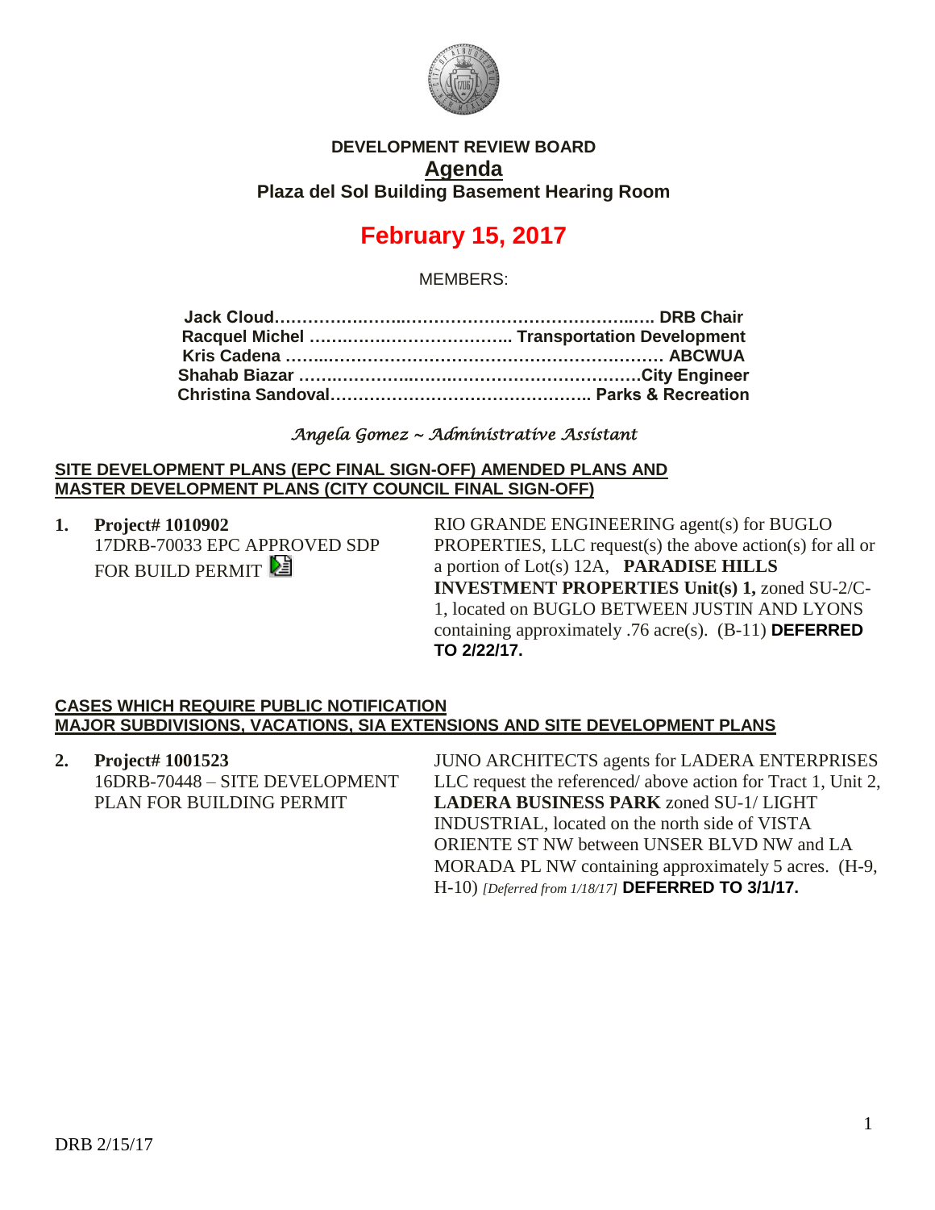# DEVELOPMENT REVIEW BOARD

## Agenda

### Plaza del Sol Building Basement Hearing Room

# February 15, 2017

MEMBERS:

**Jack Cloud……………………………………………………….. DRB Chair**
**Racquel Michel ……………………………….. Transportation Development**
**Kris Cadena ……………………………………………………… ABCWUA**
**Shahab Biazar ……………………………………………………City Engineer**
**Christina Sandoval………………………………………… Parks & Recreation**

*Angela Gomez ~ Administrative Assistant*

**SITE DEVELOPMENT PLANS (EPC FINAL SIGN-OFF) AMENDED PLANS AND MASTER DEVELOPMENT PLANS (CITY COUNCIL FINAL SIGN-OFF)**

1. **Project# 1010902**
   17DRB-70033 EPC APPROVED SDP FOR BUILD PERMIT

   RIO GRANDE ENGINEERING agent(s) for BUGLO PROPERTIES, LLC request(s) the above action(s) for all or a portion of Lot(s) 12A, **PARADISE HILLS INVESTMENT PROPERTIES Unit(s) 1,** zoned SU-2/C-1, located on BUGLO BETWEEN JUSTIN AND LYONS containing approximately .76 acre(s). (B-11) **DEFERRED TO 2/22/17.**

**CASES WHICH REQUIRE PUBLIC NOTIFICATION**
**MAJOR SUBDIVISIONS, VACATIONS, SIA EXTENSIONS AND SITE DEVELOPMENT PLANS**

2. **Project# 1001523**
   16DRB-70448 – SITE DEVELOPMENT PLAN FOR BUILDING PERMIT

   JUNO ARCHITECTS agents for LADERA ENTERPRISES LLC request the referenced/ above action for Tract 1, Unit 2, **LADERA BUSINESS PARK** zoned SU-1/ LIGHT INDUSTRIAL, located on the north side of VISTA ORIENTE ST NW between UNSER BLVD NW and LA MORADA PL NW containing approximately 5 acres. (H-9, H-10) *[Deferred from 1/18/17]* **DEFERRED TO 3/1/17.**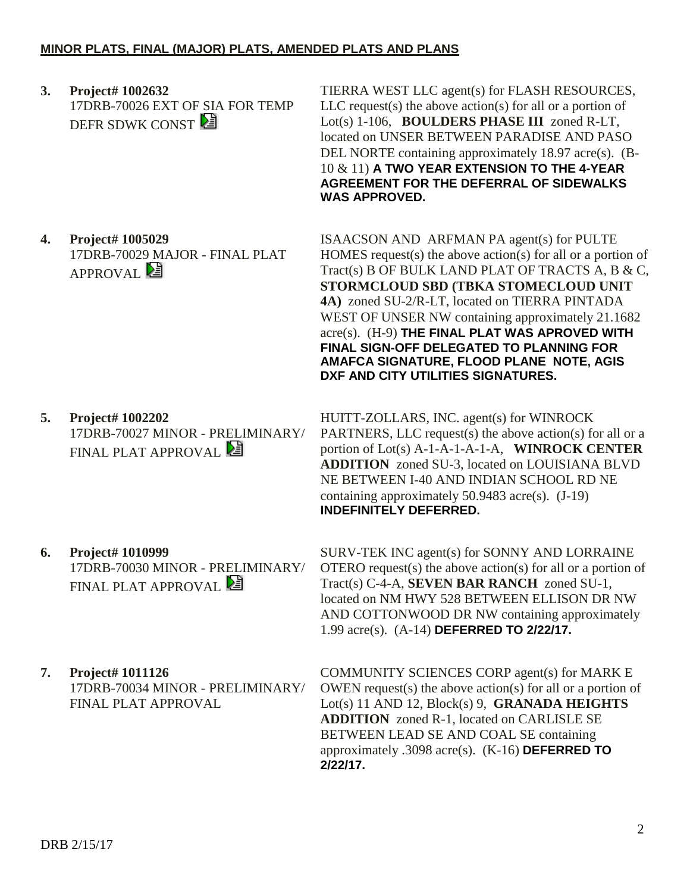**MINOR PLATS, FINAL (MAJOR) PLATS, AMENDED PLATS AND PLANS**

**3. Project# 1002632**
17DRB-70026 EXT OF SIA FOR TEMP DEFR SDWK CONST

TIERRA WEST LLC agent(s) for FLASH RESOURCES, LLC request(s) the above action(s) for all or a portion of Lot(s) 1-106, **BOULDERS PHASE III** zoned R-LT, located on UNSER BETWEEN PARADISE AND PASO DEL NORTE containing approximately 18.97 acre(s). (B-10 & 11) **A TWO YEAR EXTENSION TO THE 4-YEAR AGREEMENT FOR THE DEFERRAL OF SIDEWALKS WAS APPROVED.**

**4. Project# 1005029**
17DRB-70029 MAJOR - FINAL PLAT APPROVAL

ISAACSON AND ARFMAN PA agent(s) for PULTE HOMES request(s) the above action(s) for all or a portion of Tract(s) B OF BULK LAND PLAT OF TRACTS A, B & C, **STORMCLOUD SBD (TBKA STOMECLOUD UNIT 4A)** zoned SU-2/R-LT, located on TIERRA PINTADA WEST OF UNSER NW containing approximately 21.1682 acre(s). (H-9) **THE FINAL PLAT WAS APROVED WITH FINAL SIGN-OFF DELEGATED TO PLANNING FOR AMAFCA SIGNATURE, FLOOD PLANE NOTE, AGIS DXF AND CITY UTILITIES SIGNATURES.**

**5. Project# 1002202**
17DRB-70027 MINOR - PRELIMINARY/ FINAL PLAT APPROVAL

HUITT-ZOLLARS, INC. agent(s) for WINROCK PARTNERS, LLC request(s) the above action(s) for all or a portion of Lot(s) A-1-A-1-A-1-A, **WINROCK CENTER ADDITION** zoned SU-3, located on LOUISIANA BLVD NE BETWEEN I-40 AND INDIAN SCHOOL RD NE containing approximately 50.9483 acre(s). (J-19) **INDEFINITELY DEFERRED.**

**6. Project# 1010999**
17DRB-70030 MINOR - PRELIMINARY/ FINAL PLAT APPROVAL

SURV-TEK INC agent(s) for SONNY AND LORRAINE OTERO request(s) the above action(s) for all or a portion of Tract(s) C-4-A, **SEVEN BAR RANCH** zoned SU-1, located on NM HWY 528 BETWEEN ELLISON DR NW AND COTTONWOOD DR NW containing approximately 1.99 acre(s). (A-14) **DEFERRED TO 2/22/17.**

**7. Project# 1011126**
17DRB-70034 MINOR - PRELIMINARY/ FINAL PLAT APPROVAL

COMMUNITY SCIENCES CORP agent(s) for MARK E OWEN request(s) the above action(s) for all or a portion of Lot(s) 11 AND 12, Block(s) 9, **GRANADA HEIGHTS ADDITION** zoned R-1, located on CARLISLE SE BETWEEN LEAD SE AND COAL SE containing approximately .3098 acre(s). (K-16) **DEFERRED TO 2/22/17.**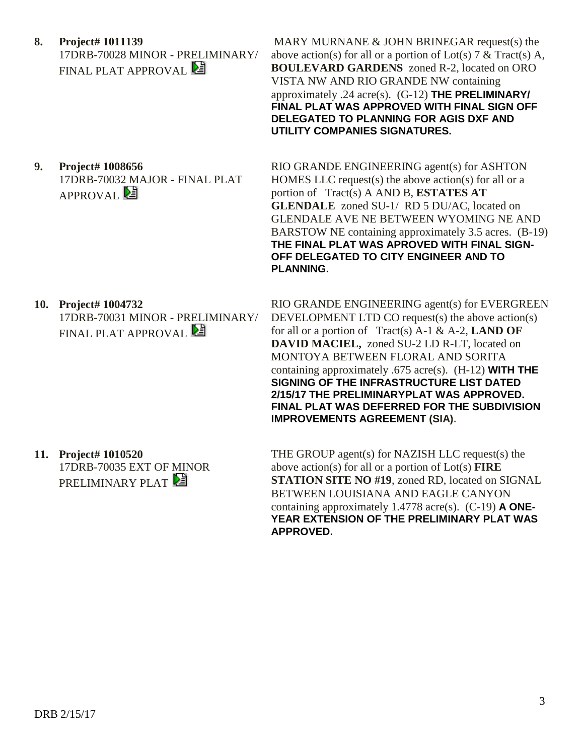**8. Project# 1011139**
17DRB-70028 MINOR - PRELIMINARY/ FINAL PLAT APPROVAL

MARY MURNANE & JOHN BRINEGAR request(s) the above action(s) for all or a portion of Lot(s) 7 & Tract(s) A, **BOULEVARD GARDENS** zoned R-2, located on ORO VISTA NW AND RIO GRANDE NW containing approximately .24 acre(s). (G-12) **THE PRELIMINARY/ FINAL PLAT WAS APPROVED WITH FINAL SIGN OFF DELEGATED TO PLANNING FOR AGIS DXF AND UTILITY COMPANIES SIGNATURES.**

**9. Project# 1008656**
17DRB-70032 MAJOR - FINAL PLAT APPROVAL

RIO GRANDE ENGINEERING agent(s) for ASHTON HOMES LLC request(s) the above action(s) for all or a portion of Tract(s) A AND B, **ESTATES AT GLENDALE** zoned SU-1/ RD 5 DU/AC, located on GLENDALE AVE NE BETWEEN WYOMING NE AND BARSTOW NE containing approximately 3.5 acres. (B-19) **THE FINAL PLAT WAS APROVED WITH FINAL SIGN-OFF DELEGATED TO CITY ENGINEER AND TO PLANNING.**

**10. Project# 1004732**
17DRB-70031 MINOR - PRELIMINARY/ FINAL PLAT APPROVAL

RIO GRANDE ENGINEERING agent(s) for EVERGREEN DEVELOPMENT LTD CO request(s) the above action(s) for all or a portion of Tract(s) A-1 & A-2, **LAND OF DAVID MACIEL,** zoned SU-2 LD R-LT, located on MONTOYA BETWEEN FLORAL AND SORITA containing approximately .675 acre(s). (H-12) **WITH THE SIGNING OF THE INFRASTRUCTURE LIST DATED 2/15/17 THE PRELIMINARYPLAT WAS APPROVED. FINAL PLAT WAS DEFERRED FOR THE SUBDIVISION IMPROVEMENTS AGREEMENT (SIA).**

**11. Project# 1010520**
17DRB-70035 EXT OF MINOR PRELIMINARY PLAT

THE GROUP agent(s) for NAZISH LLC request(s) the above action(s) for all or a portion of Lot(s) **FIRE STATION SITE NO #19**, zoned RD, located on SIGNAL BETWEEN LOUISIANA AND EAGLE CANYON containing approximately 1.4778 acre(s). (C-19) **A ONE-YEAR EXTENSION OF THE PRELIMINARY PLAT WAS APPROVED.**

DRB 2/15/17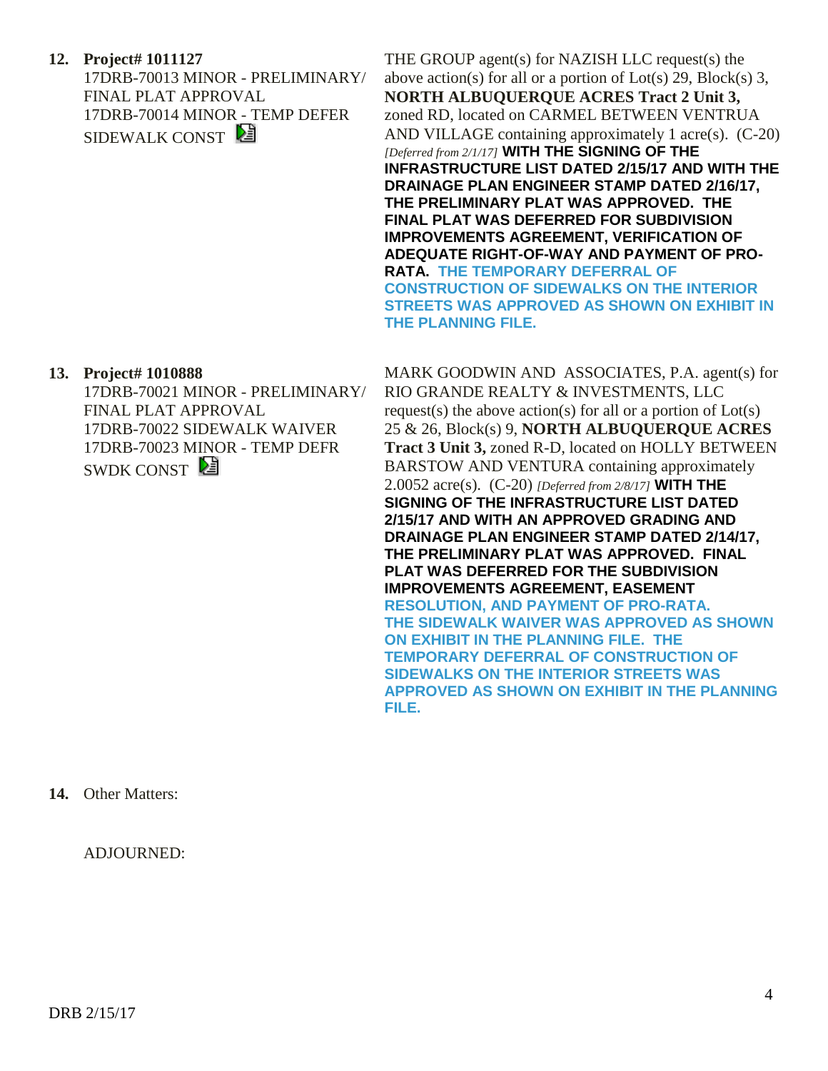**12. Project# 1011127**
17DRB-70013 MINOR - PRELIMINARY/ FINAL PLAT APPROVAL
17DRB-70014 MINOR - TEMP DEFER SIDEWALK CONST

THE GROUP agent(s) for NAZISH LLC request(s) the above action(s) for all or a portion of Lot(s) 29, Block(s) 3, **NORTH ALBUQUERQUE ACRES Tract 2 Unit 3,** zoned RD, located on CARMEL BETWEEN VENTRUA AND VILLAGE containing approximately 1 acre(s). (C-20) *[Deferred from 2/1/17]* **WITH THE SIGNING OF THE INFRASTRUCTURE LIST DATED 2/15/17 AND WITH THE DRAINAGE PLAN ENGINEER STAMP DATED 2/16/17, THE PRELIMINARY PLAT WAS APPROVED. THE FINAL PLAT WAS DEFERRED FOR SUBDIVISION IMPROVEMENTS AGREEMENT, VERIFICATION OF ADEQUATE RIGHT-OF-WAY AND PAYMENT OF PRO-RATA. THE TEMPORARY DEFERRAL OF CONSTRUCTION OF SIDEWALKS ON THE INTERIOR STREETS WAS APPROVED AS SHOWN ON EXHIBIT IN THE PLANNING FILE.**

**13. Project# 1010888**
17DRB-70021 MINOR - PRELIMINARY/ FINAL PLAT APPROVAL
17DRB-70022 SIDEWALK WAIVER
17DRB-70023 MINOR - TEMP DEFR SWDK CONST

MARK GOODWIN AND ASSOCIATES, P.A. agent(s) for RIO GRANDE REALTY & INVESTMENTS, LLC request(s) the above action(s) for all or a portion of Lot(s) 25 & 26, Block(s) 9, **NORTH ALBUQUERQUE ACRES Tract 3 Unit 3,** zoned R-D, located on HOLLY BETWEEN BARSTOW AND VENTURA containing approximately 2.0052 acre(s). (C-20) *[Deferred from 2/8/17]* **WITH THE SIGNING OF THE INFRASTRUCTURE LIST DATED 2/15/17 AND WITH AN APPROVED GRADING AND DRAINAGE PLAN ENGINEER STAMP DATED 2/14/17, THE PRELIMINARY PLAT WAS APPROVED. FINAL PLAT WAS DEFERRED FOR THE SUBDIVISION IMPROVEMENTS AGREEMENT, EASEMENT RESOLUTION, AND PAYMENT OF PRO-RATA. THE SIDEWALK WAIVER WAS APPROVED AS SHOWN ON EXHIBIT IN THE PLANNING FILE. THE TEMPORARY DEFERRAL OF CONSTRUCTION OF SIDEWALKS ON THE INTERIOR STREETS WAS APPROVED AS SHOWN ON EXHIBIT IN THE PLANNING FILE.**

**14.** Other Matters:

ADJOURNED:

DRB 2/15/17